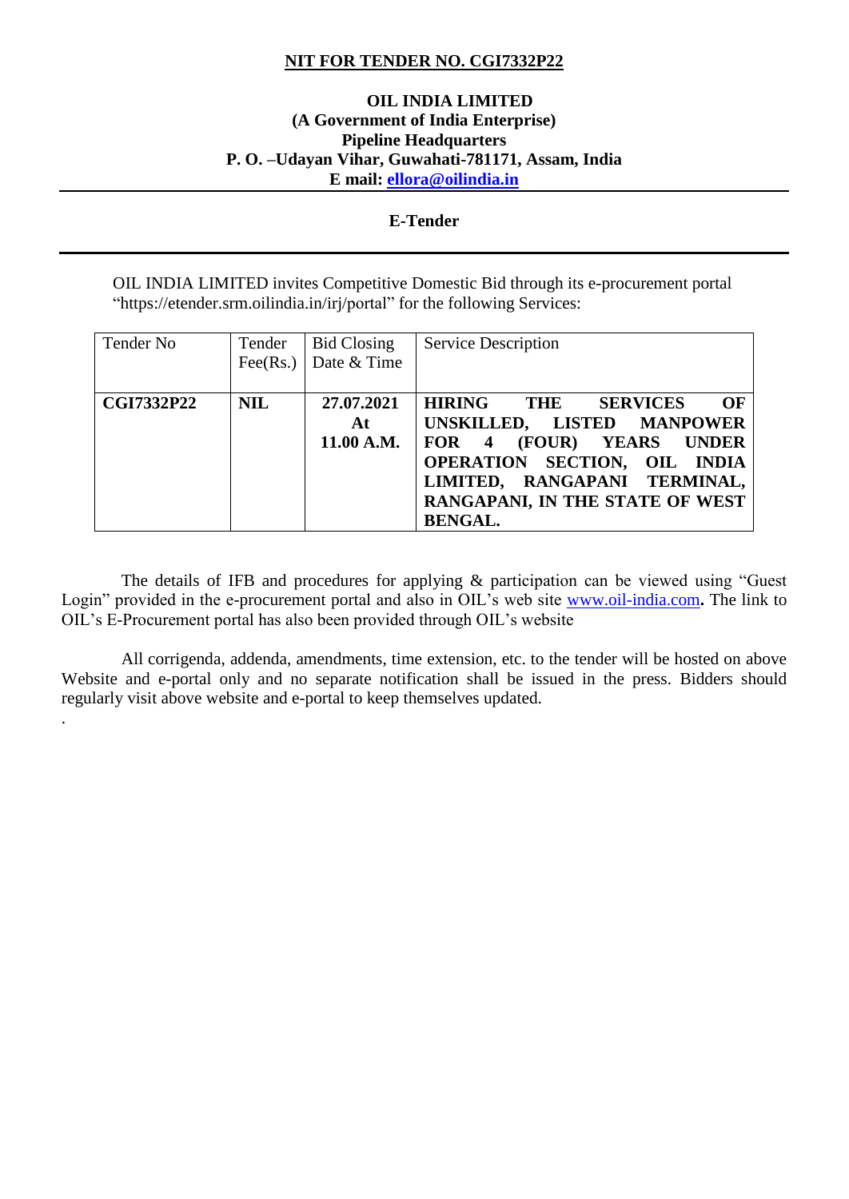**NIT FOR TENDER NO. CGI7332P22**

**OIL INDIA LIMITED**
**(A Government of India Enterprise)**
**Pipeline Headquarters**
**P. O. –Udayan Vihar, Guwahati-781171, Assam, India**
**E mail: ellora@oilindia.in**

---

**E-Tender**

---

OIL INDIA LIMITED invites Competitive Domestic Bid through its e-procurement portal "https://etender.srm.oilindia.in/irj/portal" for the following Services:

| Tender No | Tender Fee(Rs.) | Bid Closing Date & Time | Service Description |
|---|---|---|---|
| **CGI7332P22** | **NIL** | **27.07.2021 At 11.00 A.M.** | **HIRING THE SERVICES OF UNSKILLED, LISTED MANPOWER FOR 4 (FOUR) YEARS UNDER OPERATION SECTION, OIL INDIA LIMITED, RANGAPANI TERMINAL, RANGAPANI, IN THE STATE OF WEST BENGAL.** |

The details of IFB and procedures for applying & participation can be viewed using "Guest Login" provided in the e-procurement portal and also in OIL's web site www.oil-india.com**.** The link to OIL's E-Procurement portal has also been provided through OIL's website

All corrigenda, addenda, amendments, time extension, etc. to the tender will be hosted on above Website and e-portal only and no separate notification shall be issued in the press. Bidders should regularly visit above website and e-portal to keep themselves updated.

.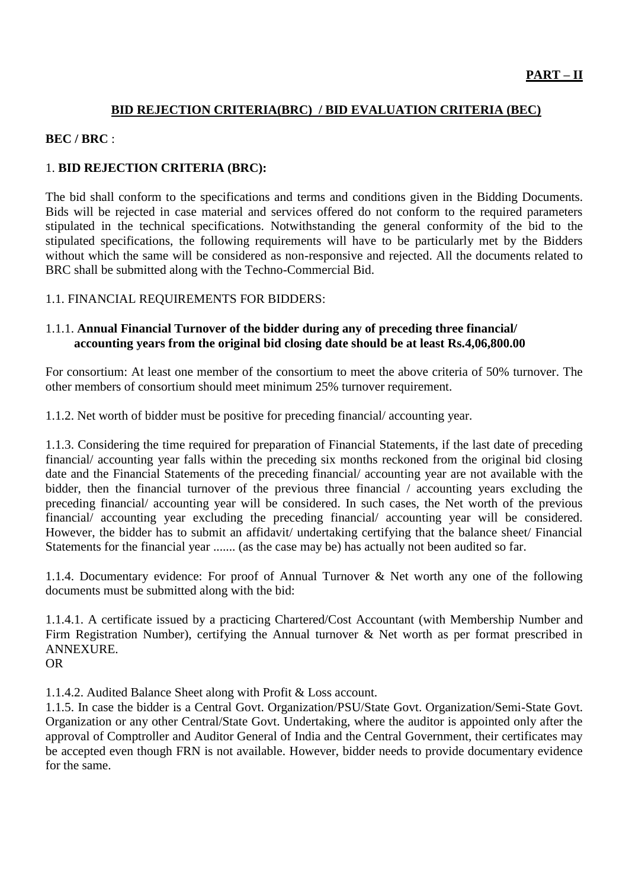**PART – II**

## BID REJECTION CRITERIA(BRC) / BID EVALUATION CRITERIA (BEC)

**BEC / BRC** :

1. **BID REJECTION CRITERIA (BRC):**

The bid shall conform to the specifications and terms and conditions given in the Bidding Documents. Bids will be rejected in case material and services offered do not conform to the required parameters stipulated in the technical specifications. Notwithstanding the general conformity of the bid to the stipulated specifications, the following requirements will have to be particularly met by the Bidders without which the same will be considered as non-responsive and rejected. All the documents related to BRC shall be submitted along with the Techno-Commercial Bid.

1.1. FINANCIAL REQUIREMENTS FOR BIDDERS:

1.1.1. **Annual Financial Turnover of the bidder during any of preceding three financial/ accounting years from the original bid closing date should be at least Rs.4,06,800.00**

For consortium: At least one member of the consortium to meet the above criteria of 50% turnover. The other members of consortium should meet minimum 25% turnover requirement.

1.1.2. Net worth of bidder must be positive for preceding financial/ accounting year.

1.1.3. Considering the time required for preparation of Financial Statements, if the last date of preceding financial/ accounting year falls within the preceding six months reckoned from the original bid closing date and the Financial Statements of the preceding financial/ accounting year are not available with the bidder, then the financial turnover of the previous three financial / accounting years excluding the preceding financial/ accounting year will be considered. In such cases, the Net worth of the previous financial/ accounting year excluding the preceding financial/ accounting year will be considered. However, the bidder has to submit an affidavit/ undertaking certifying that the balance sheet/ Financial Statements for the financial year ....... (as the case may be) has actually not been audited so far.

1.1.4. Documentary evidence: For proof of Annual Turnover & Net worth any one of the following documents must be submitted along with the bid:

1.1.4.1. A certificate issued by a practicing Chartered/Cost Accountant (with Membership Number and Firm Registration Number), certifying the Annual turnover & Net worth as per format prescribed in ANNEXURE.
OR

1.1.4.2. Audited Balance Sheet along with Profit & Loss account.

1.1.5. In case the bidder is a Central Govt. Organization/PSU/State Govt. Organization/Semi-State Govt. Organization or any other Central/State Govt. Undertaking, where the auditor is appointed only after the approval of Comptroller and Auditor General of India and the Central Government, their certificates may be accepted even though FRN is not available. However, bidder needs to provide documentary evidence for the same.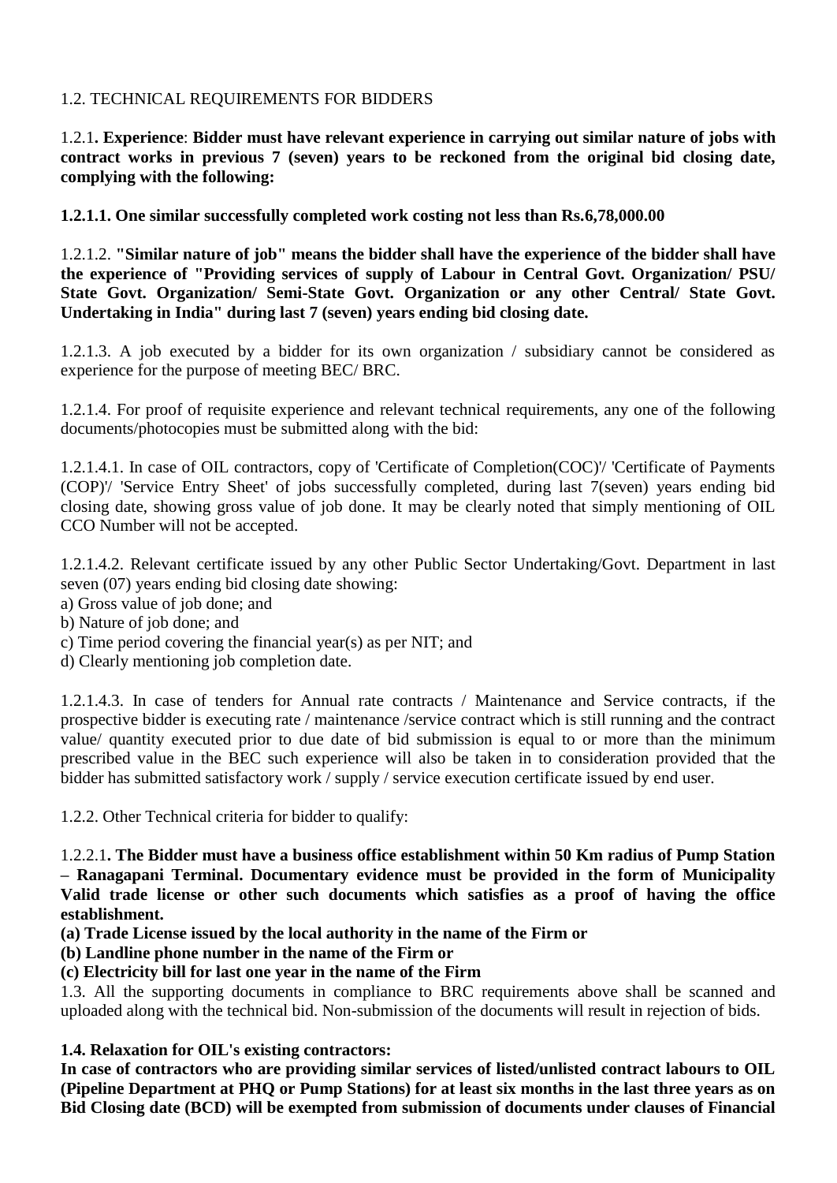1.2. TECHNICAL REQUIREMENTS FOR BIDDERS

1.2.1**. Experience**: **Bidder must have relevant experience in carrying out similar nature of jobs with contract works in previous 7 (seven) years to be reckoned from the original bid closing date, complying with the following:**

**1.2.1.1. One similar successfully completed work costing not less than Rs.6,78,000.00**

1.2.1.2. **"Similar nature of job" means the bidder shall have the experience of the bidder shall have the experience of "Providing services of supply of Labour in Central Govt. Organization/ PSU/ State Govt. Organization/ Semi-State Govt. Organization or any other Central/ State Govt. Undertaking in India" during last 7 (seven) years ending bid closing date.**

1.2.1.3. A job executed by a bidder for its own organization / subsidiary cannot be considered as experience for the purpose of meeting BEC/ BRC.

1.2.1.4. For proof of requisite experience and relevant technical requirements, any one of the following documents/photocopies must be submitted along with the bid:

1.2.1.4.1. In case of OIL contractors, copy of 'Certificate of Completion(COC)'/ 'Certificate of Payments (COP)'/ 'Service Entry Sheet' of jobs successfully completed, during last 7(seven) years ending bid closing date, showing gross value of job done. It may be clearly noted that simply mentioning of OIL CCO Number will not be accepted.

1.2.1.4.2. Relevant certificate issued by any other Public Sector Undertaking/Govt. Department in last seven (07) years ending bid closing date showing:

a) Gross value of job done; and
b) Nature of job done; and
c) Time period covering the financial year(s) as per NIT; and
d) Clearly mentioning job completion date.

1.2.1.4.3. In case of tenders for Annual rate contracts / Maintenance and Service contracts, if the prospective bidder is executing rate / maintenance /service contract which is still running and the contract value/ quantity executed prior to due date of bid submission is equal to or more than the minimum prescribed value in the BEC such experience will also be taken in to consideration provided that the bidder has submitted satisfactory work / supply / service execution certificate issued by end user.

1.2.2. Other Technical criteria for bidder to qualify:

1.2.2.1**. The Bidder must have a business office establishment within 50 Km radius of Pump Station – Ranagapani Terminal. Documentary evidence must be provided in the form of Municipality Valid trade license or other such documents which satisfies as a proof of having the office establishment.**

**(a) Trade License issued by the local authority in the name of the Firm or**
**(b) Landline phone number in the name of the Firm or**
**(c) Electricity bill for last one year in the name of the Firm**

1.3. All the supporting documents in compliance to BRC requirements above shall be scanned and uploaded along with the technical bid. Non-submission of the documents will result in rejection of bids.

**1.4. Relaxation for OIL's existing contractors:**

**In case of contractors who are providing similar services of listed/unlisted contract labours to OIL (Pipeline Department at PHQ or Pump Stations) for at least six months in the last three years as on Bid Closing date (BCD) will be exempted from submission of documents under clauses of Financial**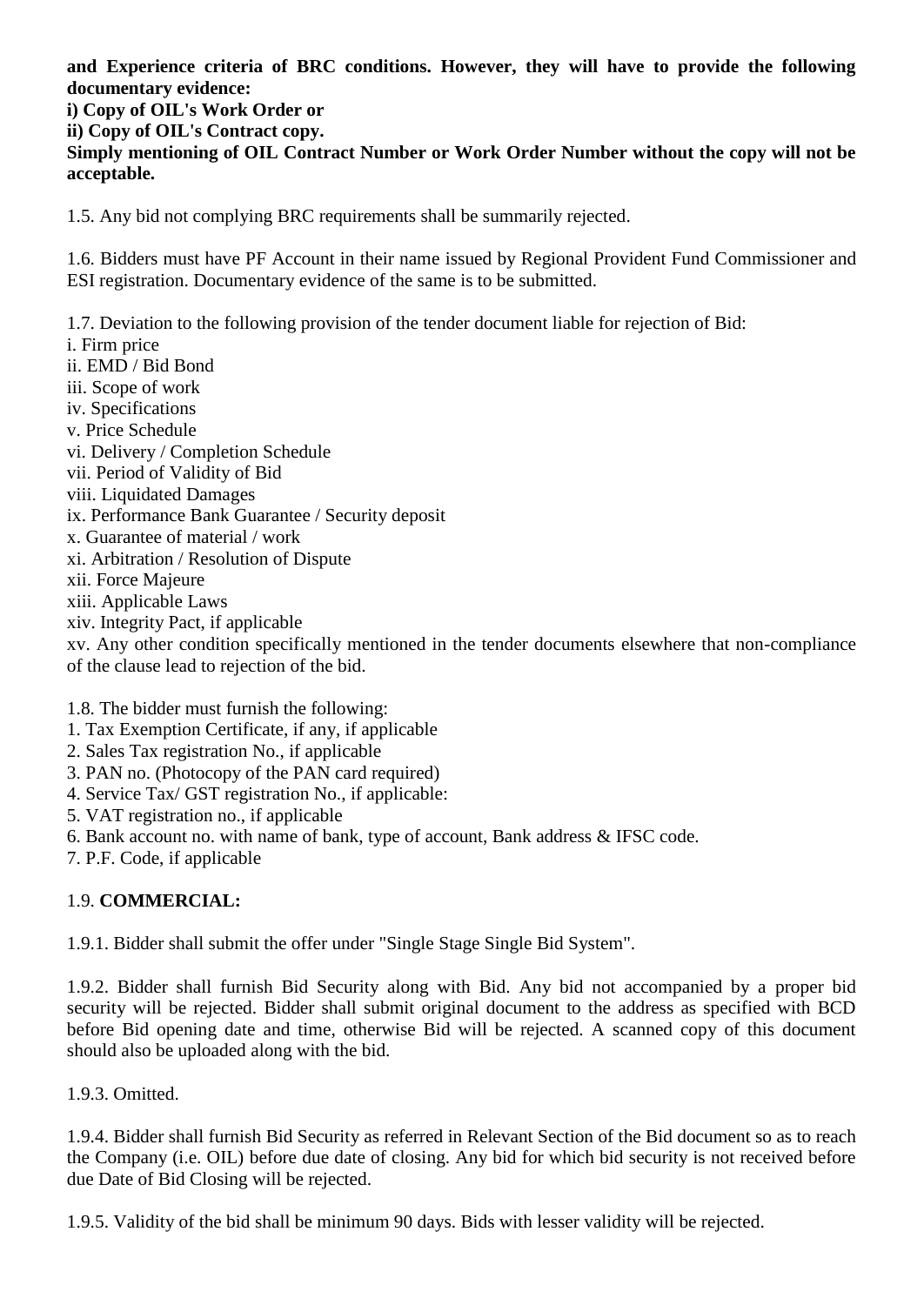**and Experience criteria of BRC conditions. However, they will have to provide the following documentary evidence:**

**i) Copy of OIL's Work Order or**

**ii) Copy of OIL's Contract copy.**

**Simply mentioning of OIL Contract Number or Work Order Number without the copy will not be acceptable.**

1.5. Any bid not complying BRC requirements shall be summarily rejected.

1.6. Bidders must have PF Account in their name issued by Regional Provident Fund Commissioner and ESI registration. Documentary evidence of the same is to be submitted.

1.7. Deviation to the following provision of the tender document liable for rejection of Bid:

i. Firm price

ii. EMD / Bid Bond

iii. Scope of work

iv. Specifications

v. Price Schedule

vi. Delivery / Completion Schedule

vii. Period of Validity of Bid

viii. Liquidated Damages

ix. Performance Bank Guarantee / Security deposit

x. Guarantee of material / work

xi. Arbitration / Resolution of Dispute

xii. Force Majeure

xiii. Applicable Laws

xiv. Integrity Pact, if applicable

xv. Any other condition specifically mentioned in the tender documents elsewhere that non-compliance of the clause lead to rejection of the bid.

1.8. The bidder must furnish the following:

1. Tax Exemption Certificate, if any, if applicable
2. Sales Tax registration No., if applicable
3. PAN no. (Photocopy of the PAN card required)
4. Service Tax/ GST registration No., if applicable:
5. VAT registration no., if applicable
6. Bank account no. with name of bank, type of account, Bank address & IFSC code.
7. P.F. Code, if applicable

1.9. **COMMERCIAL:**

1.9.1. Bidder shall submit the offer under "Single Stage Single Bid System".

1.9.2. Bidder shall furnish Bid Security along with Bid. Any bid not accompanied by a proper bid security will be rejected. Bidder shall submit original document to the address as specified with BCD before Bid opening date and time, otherwise Bid will be rejected. A scanned copy of this document should also be uploaded along with the bid.

1.9.3. Omitted.

1.9.4. Bidder shall furnish Bid Security as referred in Relevant Section of the Bid document so as to reach the Company (i.e. OIL) before due date of closing. Any bid for which bid security is not received before due Date of Bid Closing will be rejected.

1.9.5. Validity of the bid shall be minimum 90 days. Bids with lesser validity will be rejected.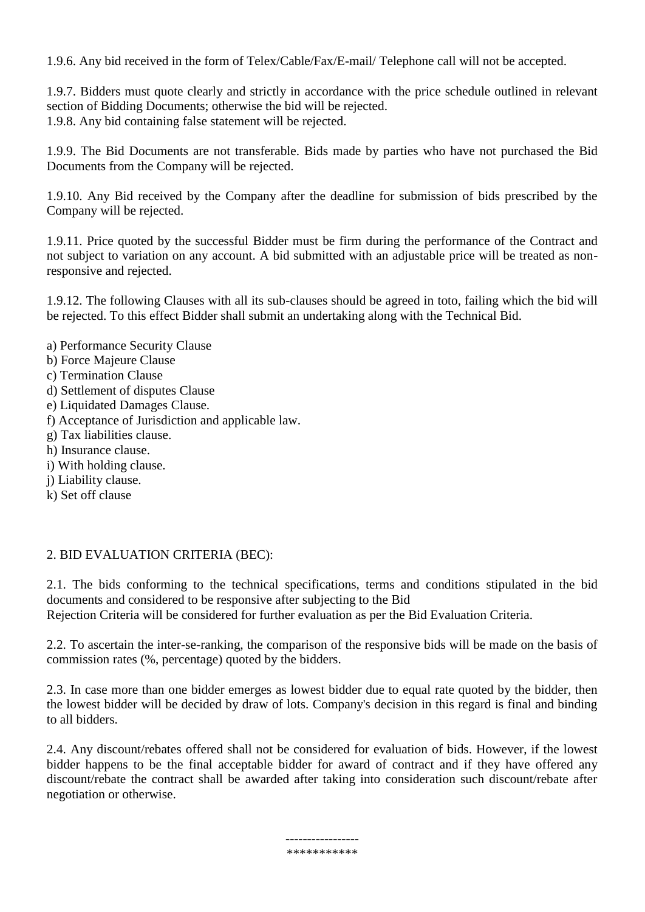1.9.6. Any bid received in the form of Telex/Cable/Fax/E-mail/ Telephone call will not be accepted.

1.9.7. Bidders must quote clearly and strictly in accordance with the price schedule outlined in relevant section of Bidding Documents; otherwise the bid will be rejected.
1.9.8. Any bid containing false statement will be rejected.

1.9.9. The Bid Documents are not transferable. Bids made by parties who have not purchased the Bid Documents from the Company will be rejected.

1.9.10. Any Bid received by the Company after the deadline for submission of bids prescribed by the Company will be rejected.

1.9.11. Price quoted by the successful Bidder must be firm during the performance of the Contract and not subject to variation on any account. A bid submitted with an adjustable price will be treated as non-responsive and rejected.

1.9.12. The following Clauses with all its sub-clauses should be agreed in toto, failing which the bid will be rejected. To this effect Bidder shall submit an undertaking along with the Technical Bid.

a) Performance Security Clause
b) Force Majeure Clause
c) Termination Clause
d) Settlement of disputes Clause
e) Liquidated Damages Clause.
f) Acceptance of Jurisdiction and applicable law.
g) Tax liabilities clause.
h) Insurance clause.
i) With holding clause.
j) Liability clause.
k) Set off clause

## 2. BID EVALUATION CRITERIA (BEC):

2.1. The bids conforming to the technical specifications, terms and conditions stipulated in the bid documents and considered to be responsive after subjecting to the Bid
Rejection Criteria will be considered for further evaluation as per the Bid Evaluation Criteria.

2.2. To ascertain the inter-se-ranking, the comparison of the responsive bids will be made on the basis of commission rates (%, percentage) quoted by the bidders.

2.3. In case more than one bidder emerges as lowest bidder due to equal rate quoted by the bidder, then the lowest bidder will be decided by draw of lots. Company's decision in this regard is final and binding to all bidders.

2.4. Any discount/rebates offered shall not be considered for evaluation of bids. However, if the lowest bidder happens to be the final acceptable bidder for award of contract and if they have offered any discount/rebate the contract shall be awarded after taking into consideration such discount/rebate after negotiation or otherwise.

-----------------
***********